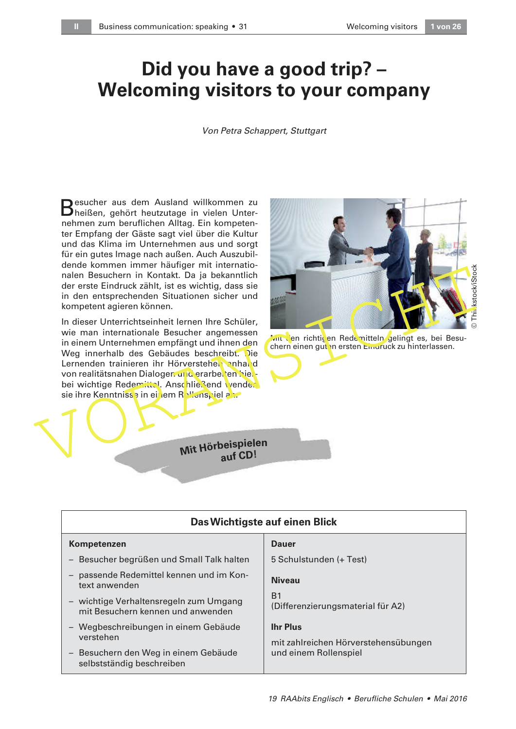# Did you have a good trip? – Welcoming visitors to your company

*Von Petra Schappert, Stuttgart*

Besucher aus dem Ausland willkommen zu heißen, gehört heutzutage in vielen Unternehmen zum beruflichen Alltag. Ein kompetenter Empfang der Gäste sagt viel über die Kultur und das Klima im Unternehmen aus und sorgt für ein gutes Image nach außen. Auch Auszubildende kommen immer häufiger mit internationalen Besuchern in Kontakt. Da ja bekanntlich der erste Eindruck zählt, ist es wichtig, dass sie in den entsprechenden Situationen sicher und kompetent agieren können.

In dieser Unterrichtseinheit lernen Ihre Schüler, wie man internationale Besucher angemessen in einem Unternehmen empfängt und ihnen den Weg innerhalb des Gebäudes beschreibt. Die Lernenden trainieren ihr Hörverstehen anhand von realitätsnahen Dialogen und erarbeiten hierbei wichtige Redemittel. Anschließend wenden sie ihre Kenntnisse in einem Rollenspiel an.

Mit den richtigen Redemitteln gelingt es, bei Besuchern einen guten ersten Eindruck zu hinterlassen.

© Thinkstock/iStock

Mit Hörbeispielen auf CD!

| Das Wichtigste auf einen Blick | |
|---|---|
| **Kompetenzen** | **Dauer** |
| – Besucher begrüßen und Small Talk halten<br>– passende Redemittel kennen und im Kontext anwenden<br>– wichtige Verhaltensregeln zum Umgang mit Besuchern kennen und anwenden<br>– Wegbeschreibungen in einem Gebäude verstehen<br>– Besuchern den Weg in einem Gebäude selbstständig beschreiben | 5 Schulstunden (+ Test)<br><br>**Niveau**<br>B1<br>(Differenzierungsmaterial für A2)<br><br>**Ihr Plus**<br>mit zahlreichen Hörverstehensübungen und einem Rollenspiel |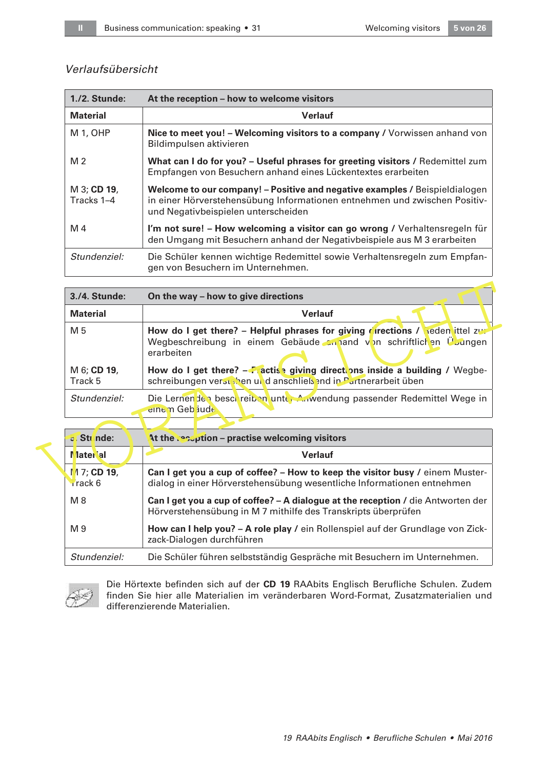*Verlaufsübersicht*

| **1./2. Stunde:** | **At the reception – how to welcome visitors** |
|---|---|
| **Material** | **Verlauf** |
| M 1, OHP | **Nice to meet you! – Welcoming visitors to a company /** Vorwissen anhand von Bildimpulsen aktivieren |
| M 2 | **What can I do for you? – Useful phrases for greeting visitors /** Redemittel zum Empfangen von Besuchern anhand eines Lückentextes erarbeiten |
| M 3; **CD 19**, Tracks 1–4 | **Welcome to our company! – Positive and negative examples /** Beispieldialogen in einer Hörverstehensübung Informationen entnehmen und zwischen Positiv- und Negativbeispielen unterscheiden |
| M 4 | **I'm not sure! – How welcoming a visitor can go wrong /** Verhaltensregeln für den Umgang mit Besuchern anhand der Negativbeispiele aus M 3 erarbeiten |
| *Stundenziel:* | Die Schüler kennen wichtige Redemittel sowie Verhaltensregeln zum Empfangen von Besuchern im Unternehmen. |

| **3./4. Stunde:** | **On the way – how to give directions** |
|---|---|
| **Material** | **Verlauf** |
| M 5 | **How do I get there? – Helpful phrases for giving directions /** Redemittel zur Wegbeschreibung in einem Gebäude anhand von schriftlichen Übungen erarbeiten |
| M 6; **CD 19**, Track 5 | **How do I get there? – Practise giving directions inside a building /** Wegbeschreibungen verstehen und anschließend in Partnerarbeit üben |
| *Stundenziel:* | Die Lernenden beschreiben unter Anwendung passender Redemittel Wege in einem Gebäude. |

| **5. Stunde:** | **At the reception – practise welcoming visitors** |
|---|---|
| **Material** | **Verlauf** |
| M 7; **CD 19**, Track 6 | **Can I get you a cup of coffee? – How to keep the visitor busy /** einem Musterdialog in einer Hörverstehensübung wesentliche Informationen entnehmen |
| M 8 | **Can I get you a cup of coffee? – A dialogue at the reception /** die Antworten der Hörverstehensübung in M 7 mithilfe des Transkripts überprüfen |
| M 9 | **How can I help you? – A role play /** ein Rollenspiel auf der Grundlage von Zickzack-Dialogen durchführen |
| *Stundenziel:* | Die Schüler führen selbstständig Gespräche mit Besuchern im Unternehmen. |

Die Hörtexte befinden sich auf der **CD 19** RAAbits Englisch Berufliche Schulen. Zudem finden Sie hier alle Materialien im veränderbaren Word-Format, Zusatzmaterialien und differenzierende Materialien.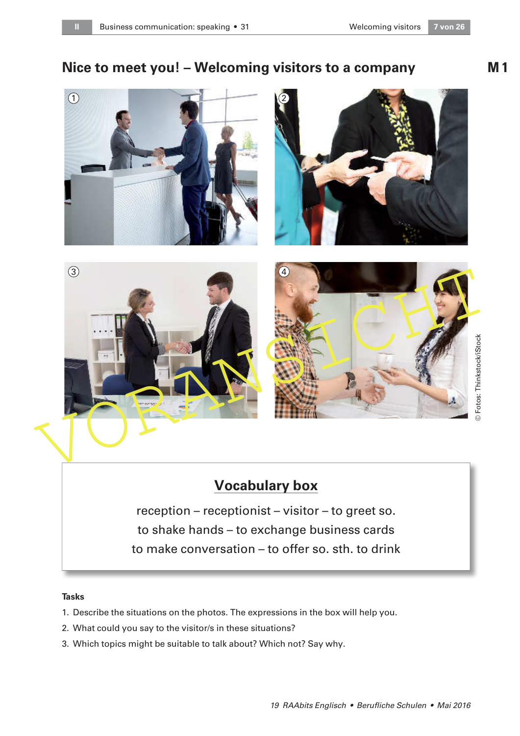# Nice to meet you! – Welcoming visitors to a company

**M 1**

© Fotos: Thinkstock/iStock

## Vocabulary box

reception – receptionist – visitor – to greet so.
to shake hands – to exchange business cards
to make conversation – to offer so. sth. to drink

**Tasks**

1. Describe the situations on the photos. The expressions in the box will help you.
2. What could you say to the visitor/s in these situations?
3. Which topics might be suitable to talk about? Which not? Say why.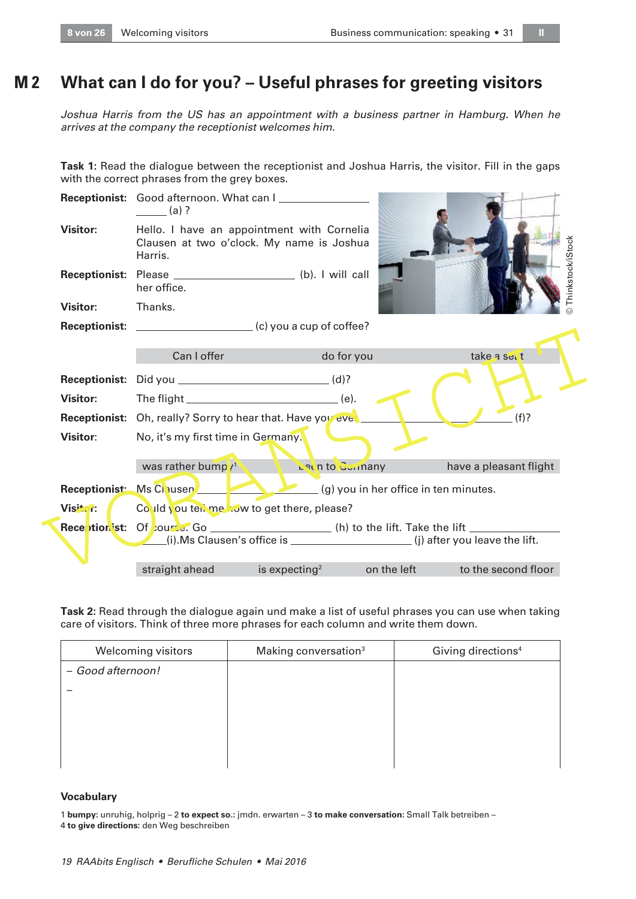# M 2 What can I do for you? – Useful phrases for greeting visitors

*Joshua Harris from the US has an appointment with a business partner in Hamburg. When he arrives at the company the receptionist welcomes him.*

**Task 1:** Read the dialogue between the receptionist and Joshua Harris, the visitor. Fill in the gaps with the correct phrases from the grey boxes.

**Receptionist:** Good afternoon. What can I ____________________ (a) ?

**Visitor:** Hello. I have an appointment with Cornelia Clausen at two o'clock. My name is Joshua Harris.

**Receptionist:** Please ____________________ (b). I will call her office.

**Visitor:** Thanks.

**Receptionist:** ____________________ (c) you a cup of coffee?

© Thinkstock/iStock

| Can I offer | do for you | take a seat |
|---|---|---|

**Receptionist:** Did you ____________________ (d)?

**Visitor:** The flight ____________________ (e).

**Receptionist:** Oh, really? Sorry to hear that. Have you ever ____________________ (f)?

**Visitor:** No, it's my first time in Germany.

| was rather bumpy[1] | been to Germany | have a pleasant flight |
|---|---|---|

**Receptionist:** Ms Clausen ____________________ (g) you in her office in ten minutes.

**Visitor:** Could you tell me how to get there, please?

**Receptionist:** Of course. Go ____________________ (h) to the lift. Take the lift ____________________ (i). Ms Clausen's office is ____________________ (j) after you leave the lift.

| straight ahead | is expecting[2] | on the left | to the second floor |
|---|---|---|---|

**Task 2:** Read through the dialogue again und make a list of useful phrases you can use when taking care of visitors. Think of three more phrases for each column and write them down.

| Welcoming visitors | Making conversation[3] | Giving directions[4] |
|---|---|---|
| – *Good afternoon!* <br> – | | |

### Vocabulary

1 **bumpy**: unruhig, holprig – 2 **to expect so.**: jmdn. erwarten – 3 **to make conversation**: Small Talk betreiben – 4 **to give directions**: den Weg beschreiben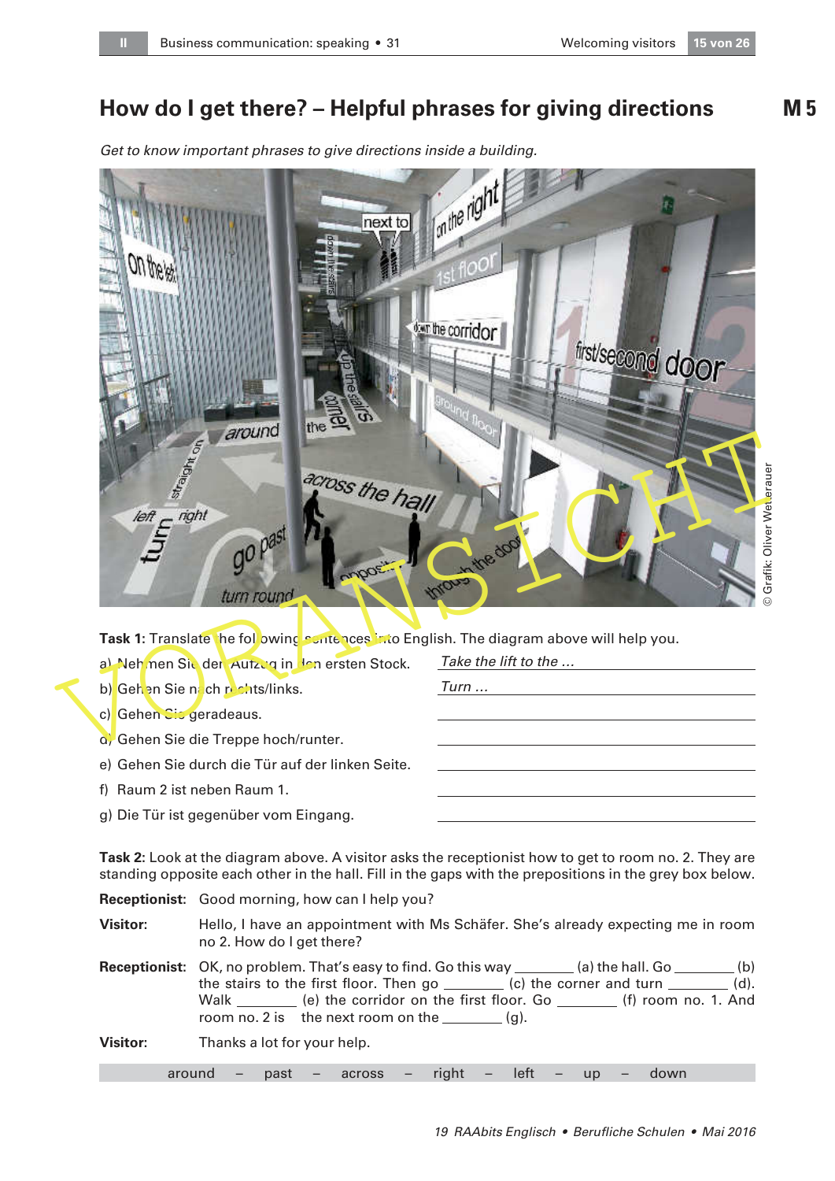# How do I get there? – Helpful phrases for giving directions

**M 5**

*Get to know important phrases to give directions inside a building.*

on the left
next to
on the right
down the stairs
1st floor
down the corridor
up the stairs
first/second door
the corner
around
ground floor
straight on
across the hall
left right
turn
go past
turn round
opposite
through the door

© Grafik: Oliver Wetterauer

**Task 1:** Translate the following sentences into English. The diagram above will help you.

a) Nehmen Sie den Aufzug in den ersten Stock. *Take the lift to the ...*

b) Gehen Sie nach rechts/links. *Turn ...*

c) Gehen Sie geradeaus. ____________

d) Gehen Sie die Treppe hoch/runter. ____________

e) Gehen Sie durch die Tür auf der linken Seite. ____________

f) Raum 2 ist neben Raum 1. ____________

g) Die Tür ist gegenüber vom Eingang. ____________

**Task 2:** Look at the diagram above. A visitor asks the receptionist how to get to room no. 2. They are standing opposite each other in the hall. Fill in the gaps with the prepositions in the grey box below.

**Receptionist:** Good morning, how can I help you?

**Visitor:** Hello, I have an appointment with Ms Schäfer. She's already expecting me in room no. 2. How do I get there?

**Receptionist:** OK, no problem. That's easy to find. Go this way ________ (a) the hall. Go ________ (b) the stairs to the first floor. Then go ________ (c) the corner and turn ________ (d). Walk ________ (e) the corridor on the first floor. Go ________ (f) room no. 1. And room no. 2 is the next room on the ________ (g).

**Visitor:** Thanks a lot for your help.

around – past – across – right – left – up – down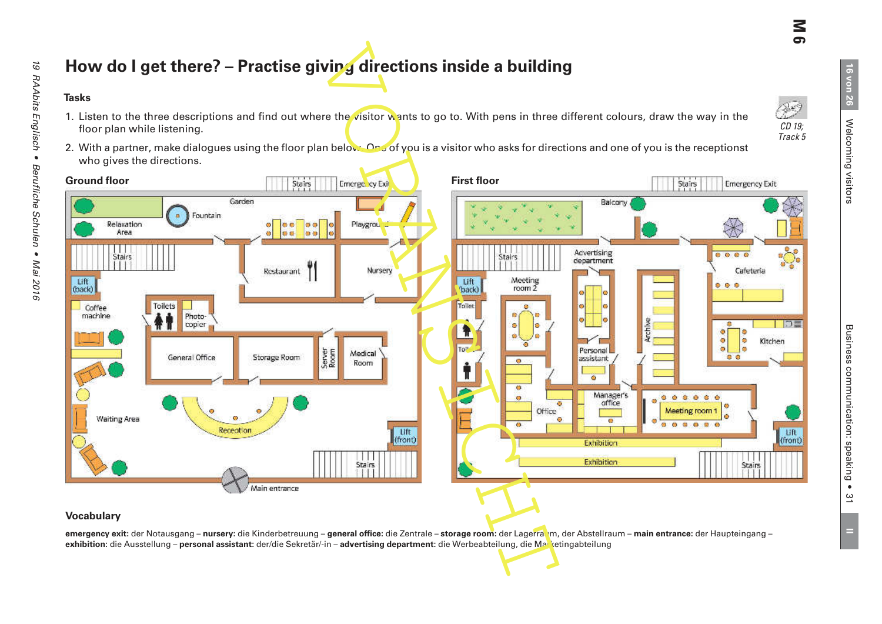# How do I get there? – Practise giving directions inside a building

### Tasks

1. Listen to the three descriptions and find out where the visitor wants to go to. With pens in three different colours, draw the way in the floor plan while listening.
2. With a partner, make dialogues using the floor plan below. One of you is a visitor who asks for directions and one of you is the receptionst who gives the directions.

CD 19;
Track 5

**Ground floor**

Stairs
Emergency Exit
Garden
Fountain
Relaxation Area
Playground
Stairs
Restaurant
Nursery
Lift (back)
Coffee machine
Toilets
Photo-copier
General Office
Storage Room
Server Room
Medical Room
Waiting Area
Reception
Lift (front)
Stairs
Main entrance

**First floor**

Stairs
Emergency Exit
Balcony
Stairs
Advertising department
Cafeteria
Lift (back)
Meeting room 2
Toilet
Archive
Kitchen
Toilet
Personal assistant
Office
Manager's office
Meeting room 1
Exhibition
Exhibition
Lift (front)
Stairs

### Vocabulary

**emergency exit:** der Notausgang – **nursery:** die Kinderbetreuung – **general office:** die Zentrale – **storage room:** der Lagerraum, der Abstellraum – **main entrance:** der Haupteingang – **exhibition:** die Ausstellung – **personal assistant:** der/die Sekretär/-in – **advertising department:** die Werbeabteilung, die Marketingabteilung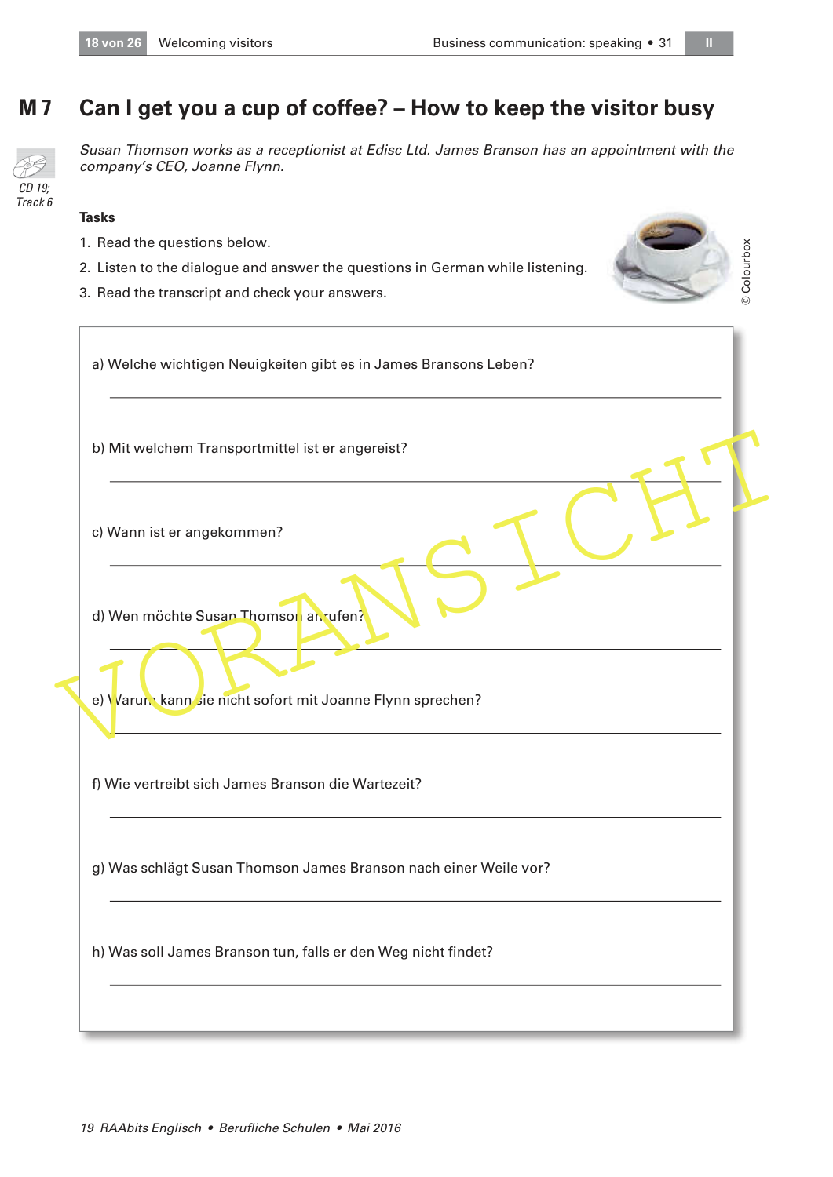# M 7 Can I get you a cup of coffee? – How to keep the visitor busy

CD 19;
Track 6

*Susan Thomson works as a receptionist at Edisc Ltd. James Branson has an appointment with the company's CEO, Joanne Flynn.*

**Tasks**

1. Read the questions below.
2. Listen to the dialogue and answer the questions in German while listening.
3. Read the transcript and check your answers.

© Colourbox

a) Welche wichtigen Neuigkeiten gibt es in James Bransons Leben?

___

b) Mit welchem Transportmittel ist er angereist?

___

c) Wann ist er angekommen?

___

d) Wen möchte Susan Thomson anrufen?

___

e) Warum kann sie nicht sofort mit Joanne Flynn sprechen?

___

f) Wie vertreibt sich James Branson die Wartezeit?

___

g) Was schlägt Susan Thomson James Branson nach einer Weile vor?

___

h) Was soll James Branson tun, falls er den Weg nicht findet?

___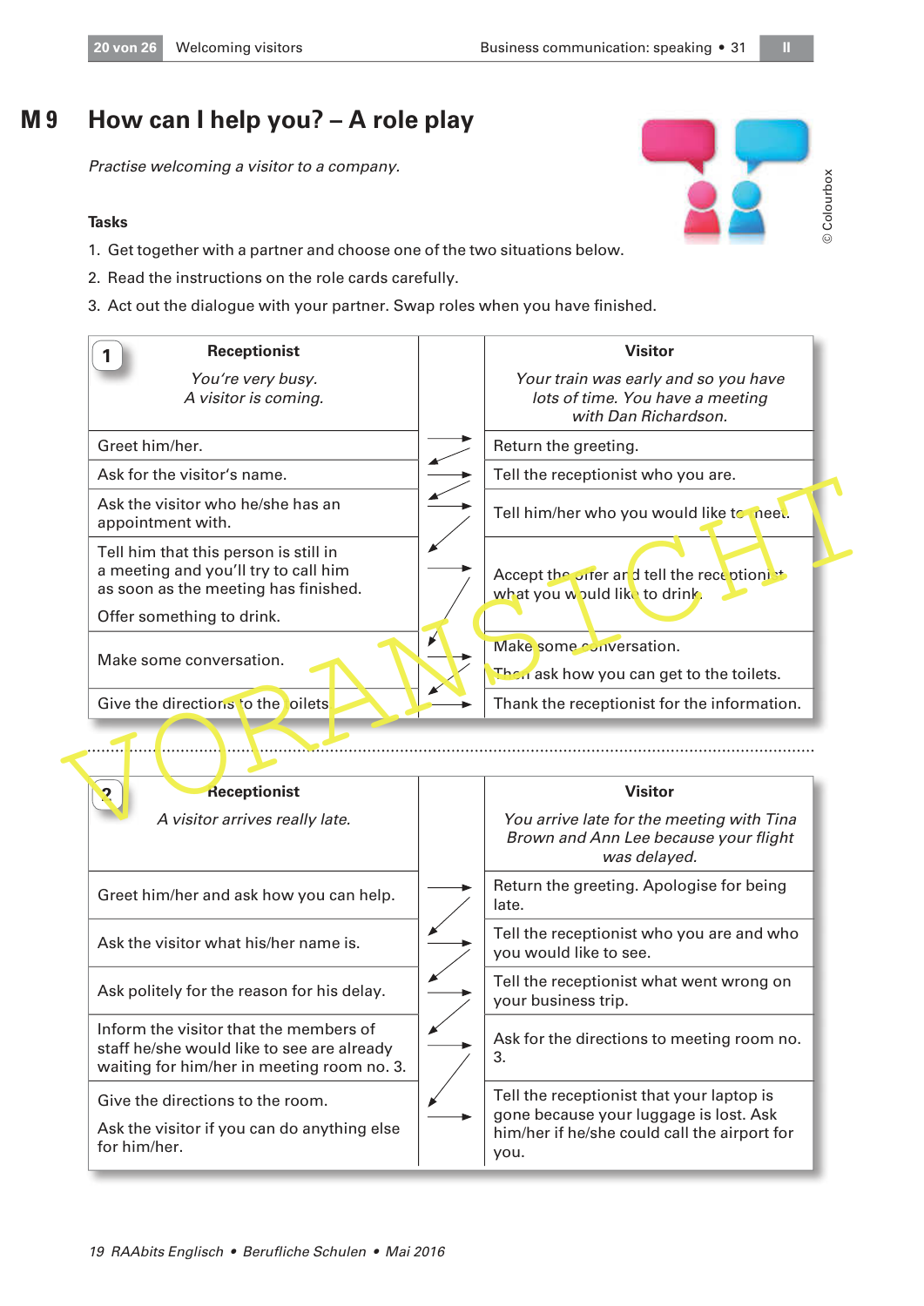# M 9 How can I help you? – A role play

*Practise welcoming a visitor to a company.*

© Colourbox

**Tasks**

1. Get together with a partner and choose one of the two situations below.
2. Read the instructions on the role cards carefully.
3. Act out the dialogue with your partner. Swap roles when you have finished.

| **1** **Receptionist** *You're very busy. A visitor is coming.* | **Visitor** *Your train was early and so you have lots of time. You have a meeting with Dan Richardson.* |
|---|---|
| Greet him/her. | Return the greeting. |
| Ask for the visitor's name. | Tell the receptionist who you are. |
| Ask the visitor who he/she has an appointment with. | Tell him/her who you would like to meet. |
| Tell him that this person is still in a meeting and you'll try to call him as soon as the meeting has finished. Offer something to drink. | Accept the offer and tell the receptionist what you would like to drink. |
| Make some conversation. | Make some conversation. Then ask how you can get to the toilets. |
| Give the directions to the toilets. | Thank the receptionist for the information. |

| **2** **Receptionist** *A visitor arrives really late.* | **Visitor** *You arrive late for the meeting with Tina Brown and Ann Lee because your flight was delayed.* |
|---|---|
| Greet him/her and ask how you can help. | Return the greeting. Apologise for being late. |
| Ask the visitor what his/her name is. | Tell the receptionist who you are and who you would like to see. |
| Ask politely for the reason for his delay. | Tell the receptionist what went wrong on your business trip. |
| Inform the visitor that the members of staff he/she would like to see are already waiting for him/her in meeting room no. 3. | Ask for the directions to meeting room no. 3. |
| Give the directions to the room. Ask the visitor if you can do anything else for him/her. | Tell the receptionist that your laptop is gone because your luggage is lost. Ask him/her if he/she could call the airport for you. |